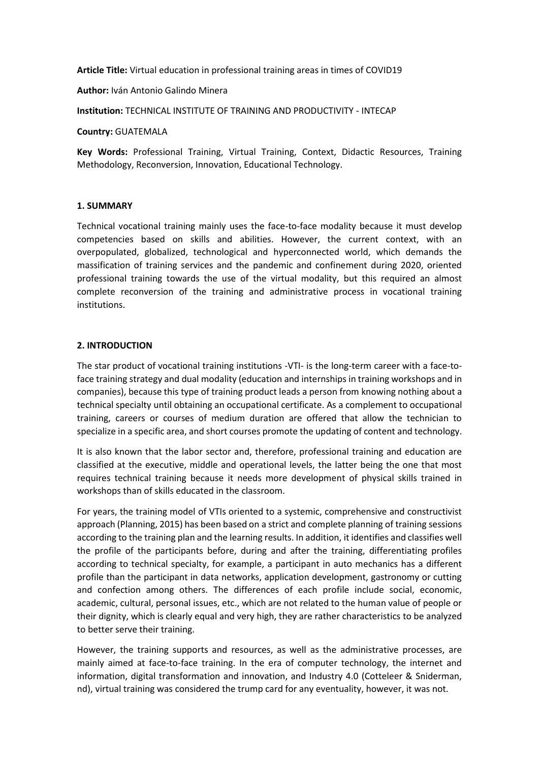**Article Title:** Virtual education in professional training areas in times of COVID19

**Author:** Iván Antonio Galindo Minera

**Institution:** TECHNICAL INSTITUTE OF TRAINING AND PRODUCTIVITY - INTECAP

**Country:** GUATEMALA

**Key Words:** Professional Training, Virtual Training, Context, Didactic Resources, Training Methodology, Reconversion, Innovation, Educational Technology.

## 1. SUMMARY

Technical vocational training mainly uses the face-to-face modality because it must develop competencies based on skills and abilities. However, the current context, with an overpopulated, globalized, technological and hyperconnected world, which demands the massification of training services and the pandemic and confinement during 2020, oriented professional training towards the use of the virtual modality, but this required an almost complete reconversion of the training and administrative process in vocational training institutions.

## 2. INTRODUCTION

The star product of vocational training institutions -VTI- is the long-term career with a face-to-face training strategy and dual modality (education and internships in training workshops and in companies), because this type of training product leads a person from knowing nothing about a technical specialty until obtaining an occupational certificate. As a complement to occupational training, careers or courses of medium duration are offered that allow the technician to specialize in a specific area, and short courses promote the updating of content and technology.

It is also known that the labor sector and, therefore, professional training and education are classified at the executive, middle and operational levels, the latter being the one that most requires technical training because it needs more development of physical skills trained in workshops than of skills educated in the classroom.

For years, the training model of VTIs oriented to a systemic, comprehensive and constructivist approach (Planning, 2015) has been based on a strict and complete planning of training sessions according to the training plan and the learning results. In addition, it identifies and classifies well the profile of the participants before, during and after the training, differentiating profiles according to technical specialty, for example, a participant in auto mechanics has a different profile than the participant in data networks, application development, gastronomy or cutting and confection among others. The differences of each profile include social, economic, academic, cultural, personal issues, etc., which are not related to the human value of people or their dignity, which is clearly equal and very high, they are rather characteristics to be analyzed to better serve their training.

However, the training supports and resources, as well as the administrative processes, are mainly aimed at face-to-face training. In the era of computer technology, the internet and information, digital transformation and innovation, and Industry 4.0 (Cotteleer & Sniderman, nd), virtual training was considered the trump card for any eventuality, however, it was not.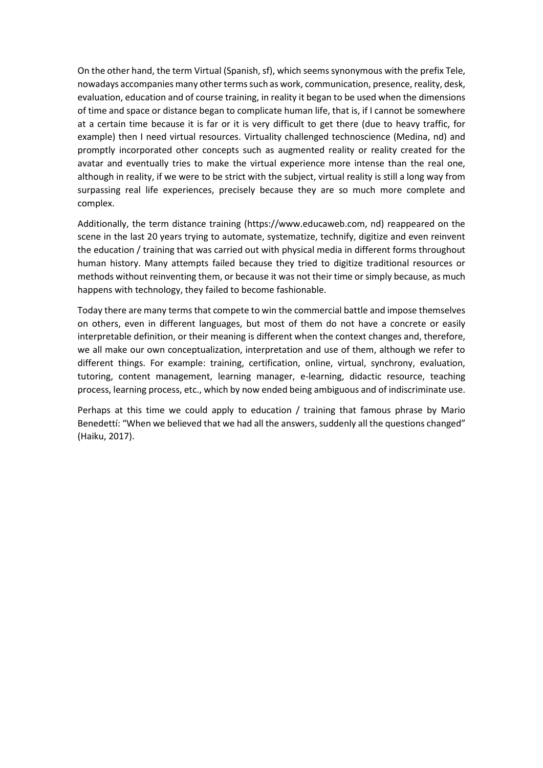On the other hand, the term Virtual (Spanish, sf), which seems synonymous with the prefix Tele, nowadays accompanies many other terms such as work, communication, presence, reality, desk, evaluation, education and of course training, in reality it began to be used when the dimensions of time and space or distance began to complicate human life, that is, if I cannot be somewhere at a certain time because it is far or it is very difficult to get there (due to heavy traffic, for example) then I need virtual resources. Virtuality challenged technoscience (Medina, nd) and promptly incorporated other concepts such as augmented reality or reality created for the avatar and eventually tries to make the virtual experience more intense than the real one, although in reality, if we were to be strict with the subject, virtual reality is still a long way from surpassing real life experiences, precisely because they are so much more complete and complex.

Additionally, the term distance training (https://www.educaweb.com, nd) reappeared on the scene in the last 20 years trying to automate, systematize, technify, digitize and even reinvent the education / training that was carried out with physical media in different forms throughout human history. Many attempts failed because they tried to digitize traditional resources or methods without reinventing them, or because it was not their time or simply because, as much happens with technology, they failed to become fashionable.

Today there are many terms that compete to win the commercial battle and impose themselves on others, even in different languages, but most of them do not have a concrete or easily interpretable definition, or their meaning is different when the context changes and, therefore, we all make our own conceptualization, interpretation and use of them, although we refer to different things. For example: training, certification, online, virtual, synchrony, evaluation, tutoring, content management, learning manager, e-learning, didactic resource, teaching process, learning process, etc., which by now ended being ambiguous and of indiscriminate use.

Perhaps at this time we could apply to education / training that famous phrase by Mario Benedettí: "When we believed that we had all the answers, suddenly all the questions changed" (Haiku, 2017).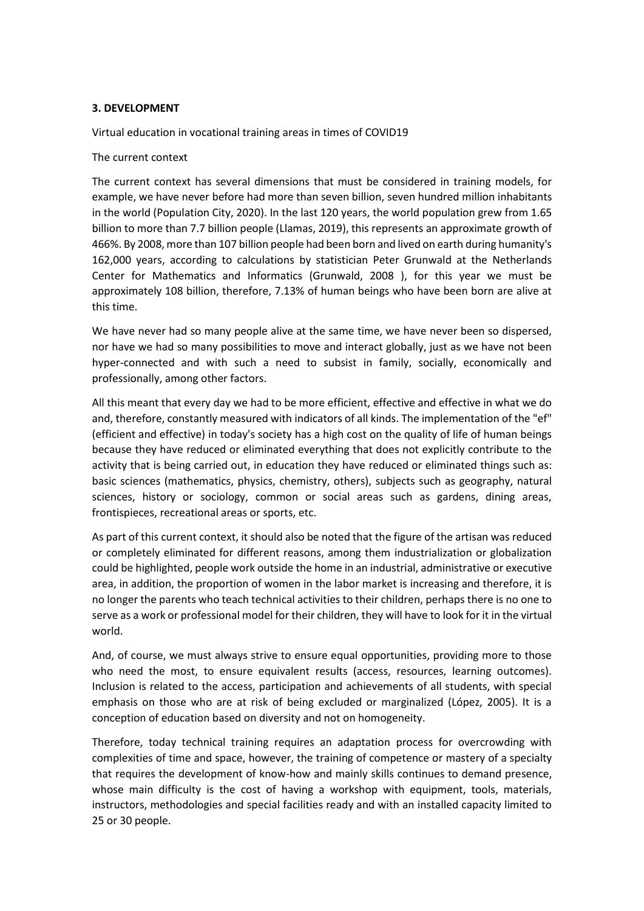**3. DEVELOPMENT**

Virtual education in vocational training areas in times of COVID19

The current context

The current context has several dimensions that must be considered in training models, for example, we have never before had more than seven billion, seven hundred million inhabitants in the world (Population City, 2020). In the last 120 years, the world population grew from 1.65 billion to more than 7.7 billion people (Llamas, 2019), this represents an approximate growth of 466%. By 2008, more than 107 billion people had been born and lived on earth during humanity's 162,000 years, according to calculations by statistician Peter Grunwald at the Netherlands Center for Mathematics and Informatics (Grunwald, 2008 ), for this year we must be approximately 108 billion, therefore, 7.13% of human beings who have been born are alive at this time.

We have never had so many people alive at the same time, we have never been so dispersed, nor have we had so many possibilities to move and interact globally, just as we have not been hyper-connected and with such a need to subsist in family, socially, economically and professionally, among other factors.

All this meant that every day we had to be more efficient, effective and effective in what we do and, therefore, constantly measured with indicators of all kinds. The implementation of the "ef" (efficient and effective) in today's society has a high cost on the quality of life of human beings because they have reduced or eliminated everything that does not explicitly contribute to the activity that is being carried out, in education they have reduced or eliminated things such as: basic sciences (mathematics, physics, chemistry, others), subjects such as geography, natural sciences, history or sociology, common or social areas such as gardens, dining areas, frontispieces, recreational areas or sports, etc.

As part of this current context, it should also be noted that the figure of the artisan was reduced or completely eliminated for different reasons, among them industrialization or globalization could be highlighted, people work outside the home in an industrial, administrative or executive area, in addition, the proportion of women in the labor market is increasing and therefore, it is no longer the parents who teach technical activities to their children, perhaps there is no one to serve as a work or professional model for their children, they will have to look for it in the virtual world.

And, of course, we must always strive to ensure equal opportunities, providing more to those who need the most, to ensure equivalent results (access, resources, learning outcomes). Inclusion is related to the access, participation and achievements of all students, with special emphasis on those who are at risk of being excluded or marginalized (López, 2005). It is a conception of education based on diversity and not on homogeneity.

Therefore, today technical training requires an adaptation process for overcrowding with complexities of time and space, however, the training of competence or mastery of a specialty that requires the development of know-how and mainly skills continues to demand presence, whose main difficulty is the cost of having a workshop with equipment, tools, materials, instructors, methodologies and special facilities ready and with an installed capacity limited to 25 or 30 people.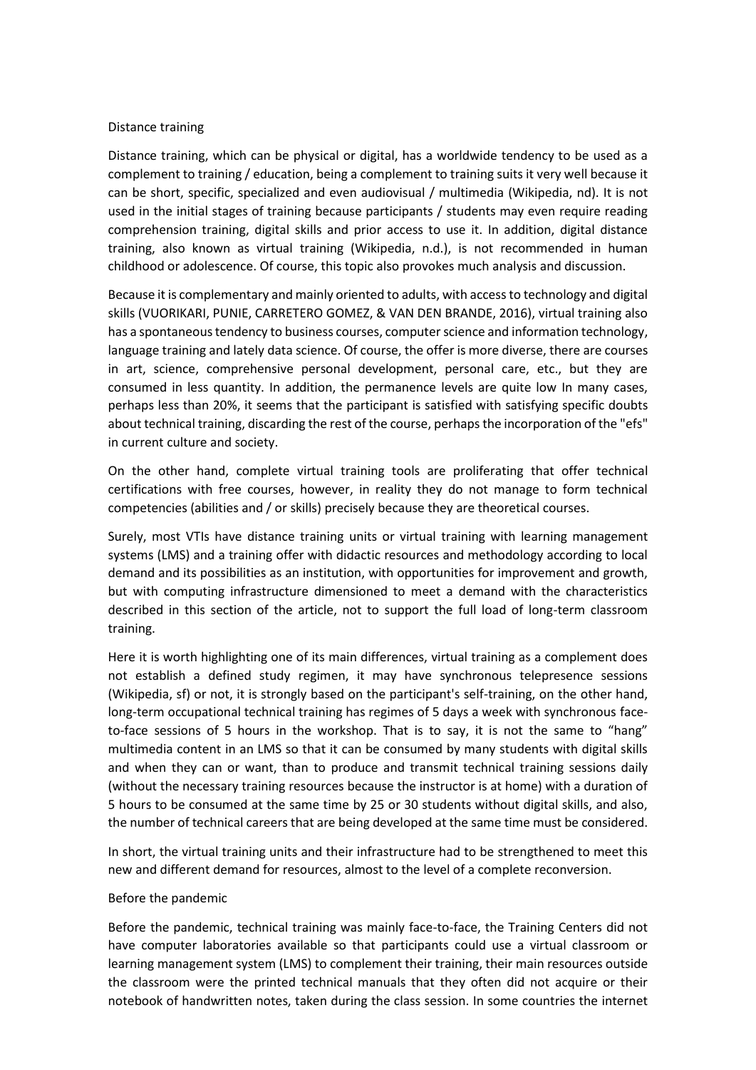## Distance training

Distance training, which can be physical or digital, has a worldwide tendency to be used as a complement to training / education, being a complement to training suits it very well because it can be short, specific, specialized and even audiovisual / multimedia (Wikipedia, nd). It is not used in the initial stages of training because participants / students may even require reading comprehension training, digital skills and prior access to use it. In addition, digital distance training, also known as virtual training (Wikipedia, n.d.), is not recommended in human childhood or adolescence. Of course, this topic also provokes much analysis and discussion.

Because it is complementary and mainly oriented to adults, with access to technology and digital skills (VUORIKARI, PUNIE, CARRETERO GOMEZ, & VAN DEN BRANDE, 2016), virtual training also has a spontaneous tendency to business courses, computer science and information technology, language training and lately data science. Of course, the offer is more diverse, there are courses in art, science, comprehensive personal development, personal care, etc., but they are consumed in less quantity. In addition, the permanence levels are quite low In many cases, perhaps less than 20%, it seems that the participant is satisfied with satisfying specific doubts about technical training, discarding the rest of the course, perhaps the incorporation of the "efs" in current culture and society.

On the other hand, complete virtual training tools are proliferating that offer technical certifications with free courses, however, in reality they do not manage to form technical competencies (abilities and / or skills) precisely because they are theoretical courses.

Surely, most VTIs have distance training units or virtual training with learning management systems (LMS) and a training offer with didactic resources and methodology according to local demand and its possibilities as an institution, with opportunities for improvement and growth, but with computing infrastructure dimensioned to meet a demand with the characteristics described in this section of the article, not to support the full load of long-term classroom training.

Here it is worth highlighting one of its main differences, virtual training as a complement does not establish a defined study regimen, it may have synchronous telepresence sessions (Wikipedia, sf) or not, it is strongly based on the participant's self-training, on the other hand, long-term occupational technical training has regimes of 5 days a week with synchronous face-to-face sessions of 5 hours in the workshop. That is to say, it is not the same to "hang" multimedia content in an LMS so that it can be consumed by many students with digital skills and when they can or want, than to produce and transmit technical training sessions daily (without the necessary training resources because the instructor is at home) with a duration of 5 hours to be consumed at the same time by 25 or 30 students without digital skills, and also, the number of technical careers that are being developed at the same time must be considered.

In short, the virtual training units and their infrastructure had to be strengthened to meet this new and different demand for resources, almost to the level of a complete reconversion.

## Before the pandemic

Before the pandemic, technical training was mainly face-to-face, the Training Centers did not have computer laboratories available so that participants could use a virtual classroom or learning management system (LMS) to complement their training, their main resources outside the classroom were the printed technical manuals that they often did not acquire or their notebook of handwritten notes, taken during the class session. In some countries the internet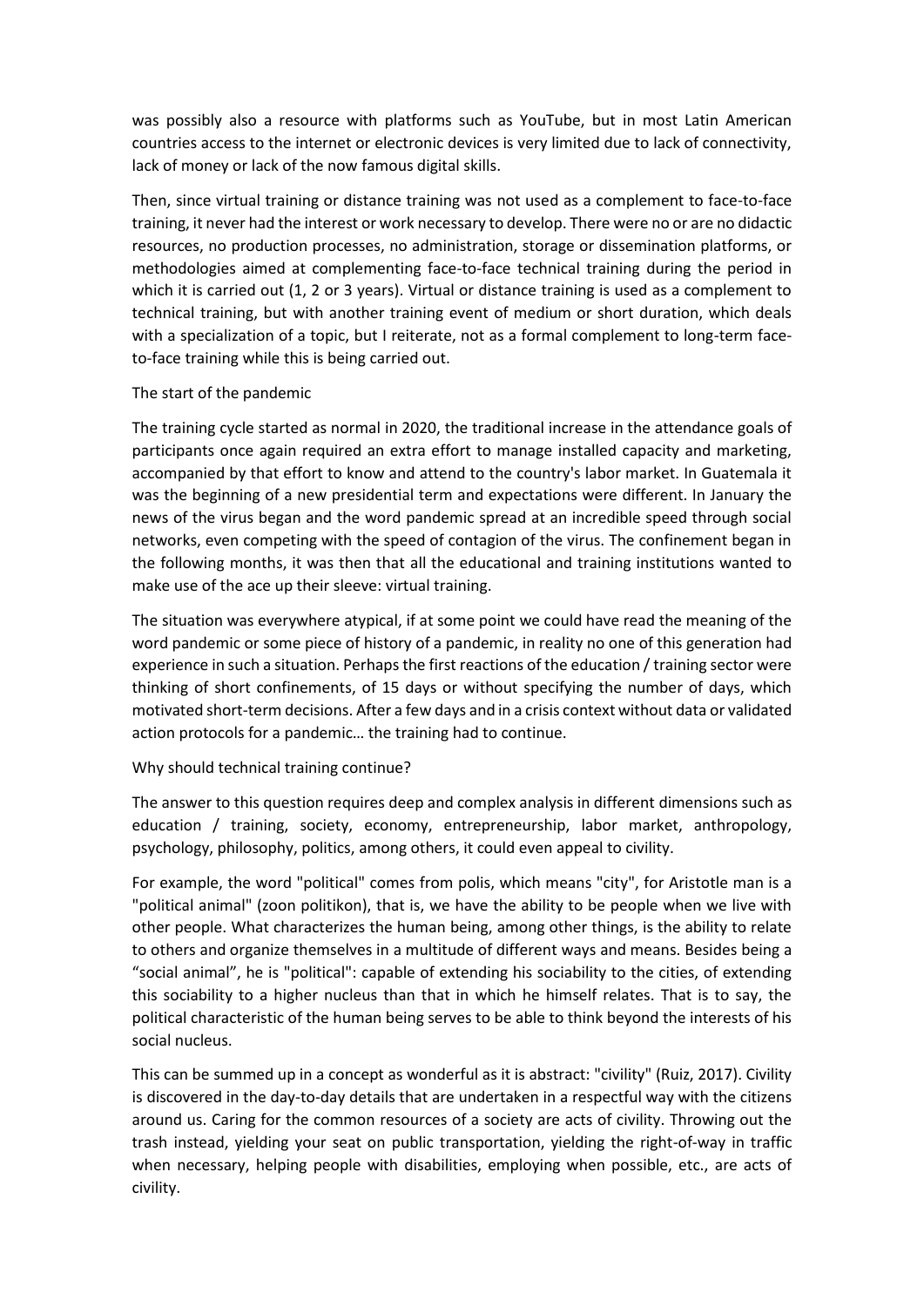was possibly also a resource with platforms such as YouTube, but in most Latin American countries access to the internet or electronic devices is very limited due to lack of connectivity, lack of money or lack of the now famous digital skills.

Then, since virtual training or distance training was not used as a complement to face-to-face training, it never had the interest or work necessary to develop. There were no or are no didactic resources, no production processes, no administration, storage or dissemination platforms, or methodologies aimed at complementing face-to-face technical training during the period in which it is carried out (1, 2 or 3 years). Virtual or distance training is used as a complement to technical training, but with another training event of medium or short duration, which deals with a specialization of a topic, but I reiterate, not as a formal complement to long-term face-to-face training while this is being carried out.

The start of the pandemic

The training cycle started as normal in 2020, the traditional increase in the attendance goals of participants once again required an extra effort to manage installed capacity and marketing, accompanied by that effort to know and attend to the country's labor market. In Guatemala it was the beginning of a new presidential term and expectations were different. In January the news of the virus began and the word pandemic spread at an incredible speed through social networks, even competing with the speed of contagion of the virus. The confinement began in the following months, it was then that all the educational and training institutions wanted to make use of the ace up their sleeve: virtual training.

The situation was everywhere atypical, if at some point we could have read the meaning of the word pandemic or some piece of history of a pandemic, in reality no one of this generation had experience in such a situation. Perhaps the first reactions of the education / training sector were thinking of short confinements, of 15 days or without specifying the number of days, which motivated short-term decisions. After a few days and in a crisis context without data or validated action protocols for a pandemic… the training had to continue.

Why should technical training continue?

The answer to this question requires deep and complex analysis in different dimensions such as education / training, society, economy, entrepreneurship, labor market, anthropology, psychology, philosophy, politics, among others, it could even appeal to civility.

For example, the word "political" comes from polis, which means "city", for Aristotle man is a "political animal" (zoon politikon), that is, we have the ability to be people when we live with other people. What characterizes the human being, among other things, is the ability to relate to others and organize themselves in a multitude of different ways and means. Besides being a "social animal", he is "political": capable of extending his sociability to the cities, of extending this sociability to a higher nucleus than that in which he himself relates. That is to say, the political characteristic of the human being serves to be able to think beyond the interests of his social nucleus.

This can be summed up in a concept as wonderful as it is abstract: "civility" (Ruiz, 2017). Civility is discovered in the day-to-day details that are undertaken in a respectful way with the citizens around us. Caring for the common resources of a society are acts of civility. Throwing out the trash instead, yielding your seat on public transportation, yielding the right-of-way in traffic when necessary, helping people with disabilities, employing when possible, etc., are acts of civility.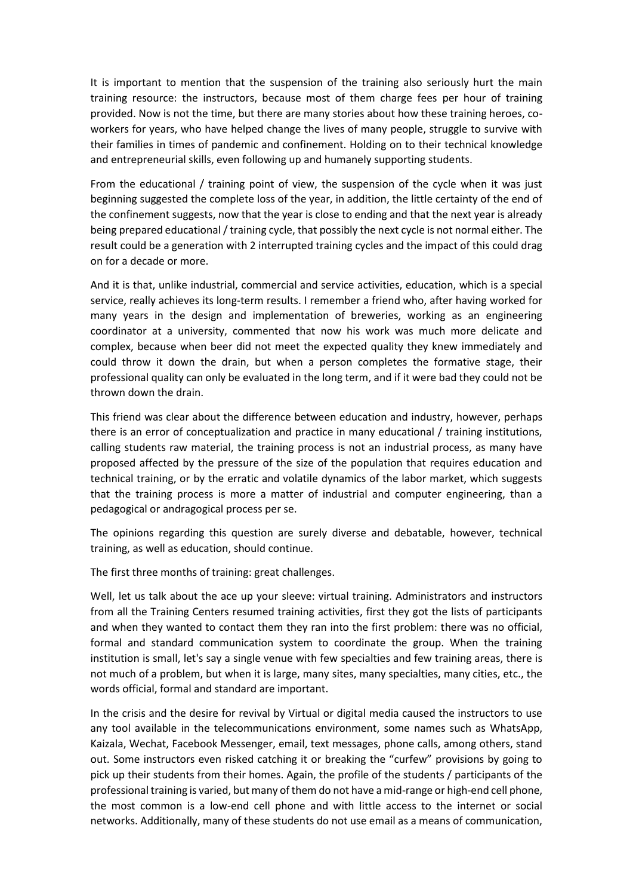It is important to mention that the suspension of the training also seriously hurt the main training resource: the instructors, because most of them charge fees per hour of training provided. Now is not the time, but there are many stories about how these training heroes, co-workers for years, who have helped change the lives of many people, struggle to survive with their families in times of pandemic and confinement. Holding on to their technical knowledge and entrepreneurial skills, even following up and humanely supporting students.

From the educational / training point of view, the suspension of the cycle when it was just beginning suggested the complete loss of the year, in addition, the little certainty of the end of the confinement suggests, now that the year is close to ending and that the next year is already being prepared educational / training cycle, that possibly the next cycle is not normal either. The result could be a generation with 2 interrupted training cycles and the impact of this could drag on for a decade or more.

And it is that, unlike industrial, commercial and service activities, education, which is a special service, really achieves its long-term results. I remember a friend who, after having worked for many years in the design and implementation of breweries, working as an engineering coordinator at a university, commented that now his work was much more delicate and complex, because when beer did not meet the expected quality they knew immediately and could throw it down the drain, but when a person completes the formative stage, their professional quality can only be evaluated in the long term, and if it were bad they could not be thrown down the drain.

This friend was clear about the difference between education and industry, however, perhaps there is an error of conceptualization and practice in many educational / training institutions, calling students raw material, the training process is not an industrial process, as many have proposed affected by the pressure of the size of the population that requires education and technical training, or by the erratic and volatile dynamics of the labor market, which suggests that the training process is more a matter of industrial and computer engineering, than a pedagogical or andragogical process per se.

The opinions regarding this question are surely diverse and debatable, however, technical training, as well as education, should continue.

The first three months of training: great challenges.

Well, let us talk about the ace up your sleeve: virtual training. Administrators and instructors from all the Training Centers resumed training activities, first they got the lists of participants and when they wanted to contact them they ran into the first problem: there was no official, formal and standard communication system to coordinate the group. When the training institution is small, let's say a single venue with few specialties and few training areas, there is not much of a problem, but when it is large, many sites, many specialties, many cities, etc., the words official, formal and standard are important.

In the crisis and the desire for revival by Virtual or digital media caused the instructors to use any tool available in the telecommunications environment, some names such as WhatsApp, Kaizala, Wechat, Facebook Messenger, email, text messages, phone calls, among others, stand out. Some instructors even risked catching it or breaking the "curfew" provisions by going to pick up their students from their homes. Again, the profile of the students / participants of the professional training is varied, but many of them do not have a mid-range or high-end cell phone, the most common is a low-end cell phone and with little access to the internet or social networks. Additionally, many of these students do not use email as a means of communication,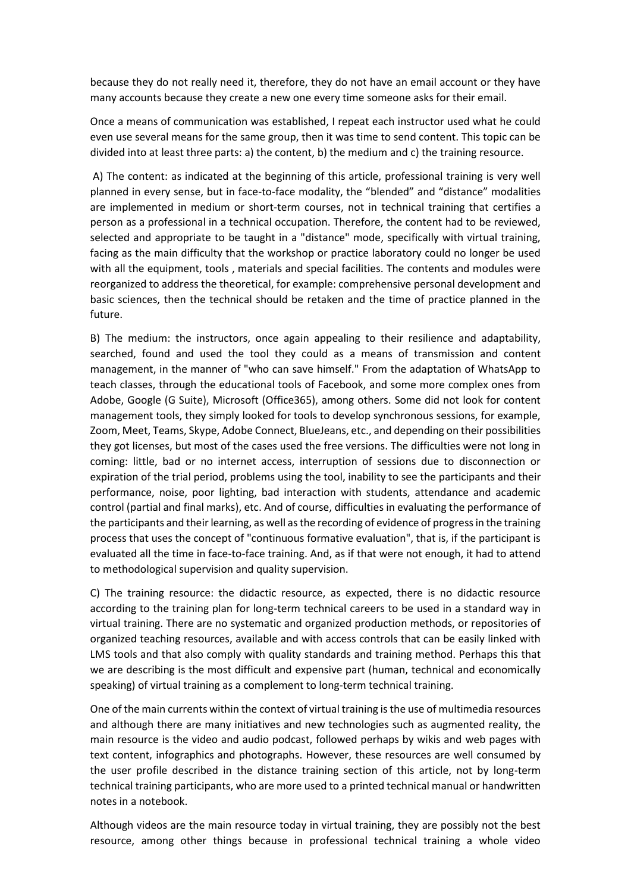because they do not really need it, therefore, they do not have an email account or they have many accounts because they create a new one every time someone asks for their email.

Once a means of communication was established, I repeat each instructor used what he could even use several means for the same group, then it was time to send content. This topic can be divided into at least three parts: a) the content, b) the medium and c) the training resource.

A) The content: as indicated at the beginning of this article, professional training is very well planned in every sense, but in face-to-face modality, the "blended" and "distance" modalities are implemented in medium or short-term courses, not in technical training that certifies a person as a professional in a technical occupation. Therefore, the content had to be reviewed, selected and appropriate to be taught in a "distance" mode, specifically with virtual training, facing as the main difficulty that the workshop or practice laboratory could no longer be used with all the equipment, tools , materials and special facilities. The contents and modules were reorganized to address the theoretical, for example: comprehensive personal development and basic sciences, then the technical should be retaken and the time of practice planned in the future.

B) The medium: the instructors, once again appealing to their resilience and adaptability, searched, found and used the tool they could as a means of transmission and content management, in the manner of "who can save himself." From the adaptation of WhatsApp to teach classes, through the educational tools of Facebook, and some more complex ones from Adobe, Google (G Suite), Microsoft (Office365), among others. Some did not look for content management tools, they simply looked for tools to develop synchronous sessions, for example, Zoom, Meet, Teams, Skype, Adobe Connect, BlueJeans, etc., and depending on their possibilities they got licenses, but most of the cases used the free versions. The difficulties were not long in coming: little, bad or no internet access, interruption of sessions due to disconnection or expiration of the trial period, problems using the tool, inability to see the participants and their performance, noise, poor lighting, bad interaction with students, attendance and academic control (partial and final marks), etc. And of course, difficulties in evaluating the performance of the participants and their learning, as well as the recording of evidence of progress in the training process that uses the concept of "continuous formative evaluation", that is, if the participant is evaluated all the time in face-to-face training. And, as if that were not enough, it had to attend to methodological supervision and quality supervision.

C) The training resource: the didactic resource, as expected, there is no didactic resource according to the training plan for long-term technical careers to be used in a standard way in virtual training. There are no systematic and organized production methods, or repositories of organized teaching resources, available and with access controls that can be easily linked with LMS tools and that also comply with quality standards and training method. Perhaps this that we are describing is the most difficult and expensive part (human, technical and economically speaking) of virtual training as a complement to long-term technical training.

One of the main currents within the context of virtual training is the use of multimedia resources and although there are many initiatives and new technologies such as augmented reality, the main resource is the video and audio podcast, followed perhaps by wikis and web pages with text content, infographics and photographs. However, these resources are well consumed by the user profile described in the distance training section of this article, not by long-term technical training participants, who are more used to a printed technical manual or handwritten notes in a notebook.

Although videos are the main resource today in virtual training, they are possibly not the best resource, among other things because in professional technical training a whole video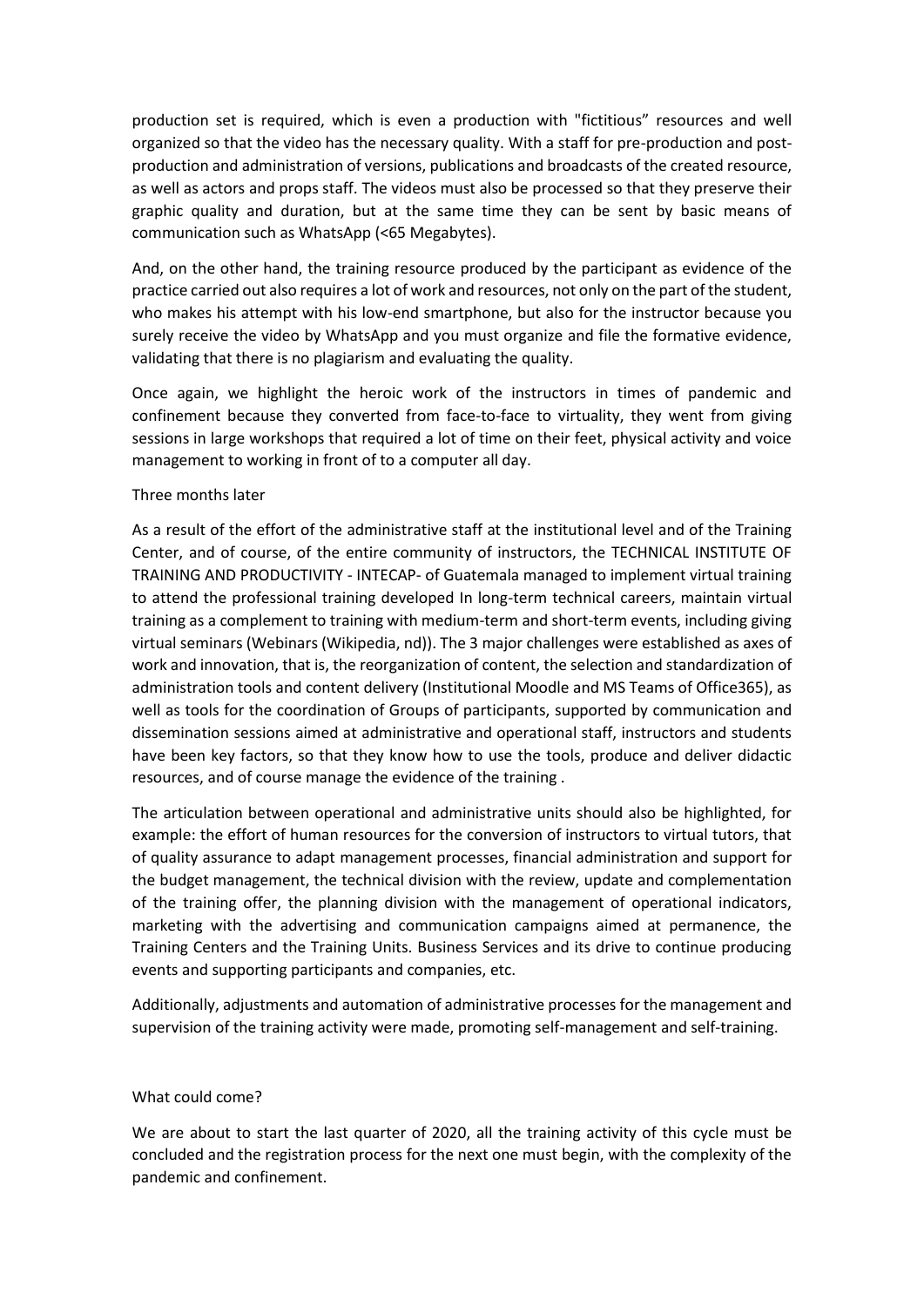production set is required, which is even a production with "fictitious" resources and well organized so that the video has the necessary quality. With a staff for pre-production and post-production and administration of versions, publications and broadcasts of the created resource, as well as actors and props staff. The videos must also be processed so that they preserve their graphic quality and duration, but at the same time they can be sent by basic means of communication such as WhatsApp (<65 Megabytes).

And, on the other hand, the training resource produced by the participant as evidence of the practice carried out also requires a lot of work and resources, not only on the part of the student, who makes his attempt with his low-end smartphone, but also for the instructor because you surely receive the video by WhatsApp and you must organize and file the formative evidence, validating that there is no plagiarism and evaluating the quality.

Once again, we highlight the heroic work of the instructors in times of pandemic and confinement because they converted from face-to-face to virtuality, they went from giving sessions in large workshops that required a lot of time on their feet, physical activity and voice management to working in front of to a computer all day.

Three months later

As a result of the effort of the administrative staff at the institutional level and of the Training Center, and of course, of the entire community of instructors, the TECHNICAL INSTITUTE OF TRAINING AND PRODUCTIVITY - INTECAP- of Guatemala managed to implement virtual training to attend the professional training developed In long-term technical careers, maintain virtual training as a complement to training with medium-term and short-term events, including giving virtual seminars (Webinars (Wikipedia, nd)). The 3 major challenges were established as axes of work and innovation, that is, the reorganization of content, the selection and standardization of administration tools and content delivery (Institutional Moodle and MS Teams of Office365), as well as tools for the coordination of Groups of participants, supported by communication and dissemination sessions aimed at administrative and operational staff, instructors and students have been key factors, so that they know how to use the tools, produce and deliver didactic resources, and of course manage the evidence of the training .

The articulation between operational and administrative units should also be highlighted, for example: the effort of human resources for the conversion of instructors to virtual tutors, that of quality assurance to adapt management processes, financial administration and support for the budget management, the technical division with the review, update and complementation of the training offer, the planning division with the management of operational indicators, marketing with the advertising and communication campaigns aimed at permanence, the Training Centers and the Training Units. Business Services and its drive to continue producing events and supporting participants and companies, etc.

Additionally, adjustments and automation of administrative processes for the management and supervision of the training activity were made, promoting self-management and self-training.

What could come?

We are about to start the last quarter of 2020, all the training activity of this cycle must be concluded and the registration process for the next one must begin, with the complexity of the pandemic and confinement.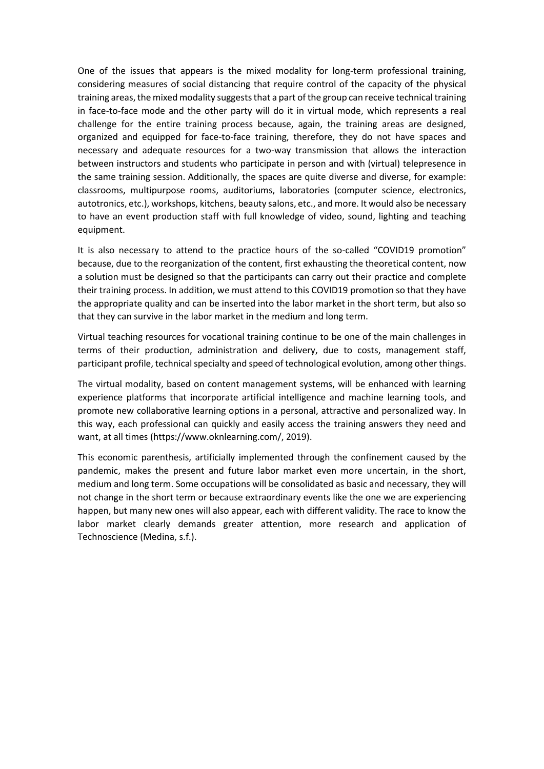One of the issues that appears is the mixed modality for long-term professional training, considering measures of social distancing that require control of the capacity of the physical training areas, the mixed modality suggests that a part of the group can receive technical training in face-to-face mode and the other party will do it in virtual mode, which represents a real challenge for the entire training process because, again, the training areas are designed, organized and equipped for face-to-face training, therefore, they do not have spaces and necessary and adequate resources for a two-way transmission that allows the interaction between instructors and students who participate in person and with (virtual) telepresence in the same training session. Additionally, the spaces are quite diverse and diverse, for example: classrooms, multipurpose rooms, auditoriums, laboratories (computer science, electronics, autotronics, etc.), workshops, kitchens, beauty salons, etc., and more. It would also be necessary to have an event production staff with full knowledge of video, sound, lighting and teaching equipment.

It is also necessary to attend to the practice hours of the so-called "COVID19 promotion" because, due to the reorganization of the content, first exhausting the theoretical content, now a solution must be designed so that the participants can carry out their practice and complete their training process. In addition, we must attend to this COVID19 promotion so that they have the appropriate quality and can be inserted into the labor market in the short term, but also so that they can survive in the labor market in the medium and long term.

Virtual teaching resources for vocational training continue to be one of the main challenges in terms of their production, administration and delivery, due to costs, management staff, participant profile, technical specialty and speed of technological evolution, among other things.

The virtual modality, based on content management systems, will be enhanced with learning experience platforms that incorporate artificial intelligence and machine learning tools, and promote new collaborative learning options in a personal, attractive and personalized way. In this way, each professional can quickly and easily access the training answers they need and want, at all times (https://www.oknlearning.com/, 2019).

This economic parenthesis, artificially implemented through the confinement caused by the pandemic, makes the present and future labor market even more uncertain, in the short, medium and long term. Some occupations will be consolidated as basic and necessary, they will not change in the short term or because extraordinary events like the one we are experiencing happen, but many new ones will also appear, each with different validity. The race to know the labor market clearly demands greater attention, more research and application of Technoscience (Medina, s.f.).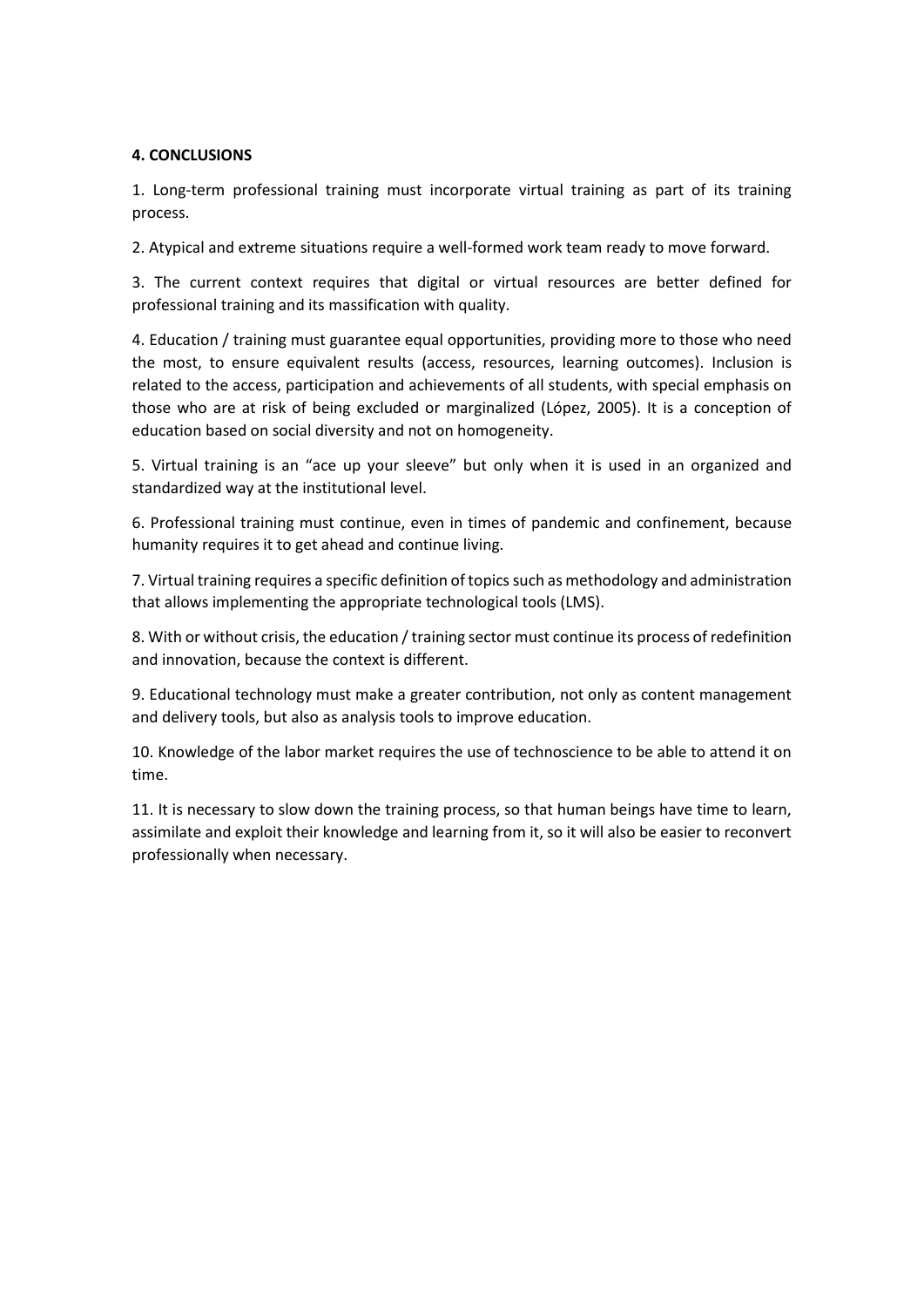**4. CONCLUSIONS**

1. Long-term professional training must incorporate virtual training as part of its training process.

2. Atypical and extreme situations require a well-formed work team ready to move forward.

3. The current context requires that digital or virtual resources are better defined for professional training and its massification with quality.

4. Education / training must guarantee equal opportunities, providing more to those who need the most, to ensure equivalent results (access, resources, learning outcomes). Inclusion is related to the access, participation and achievements of all students, with special emphasis on those who are at risk of being excluded or marginalized (López, 2005). It is a conception of education based on social diversity and not on homogeneity.

5. Virtual training is an “ace up your sleeve” but only when it is used in an organized and standardized way at the institutional level.

6. Professional training must continue, even in times of pandemic and confinement, because humanity requires it to get ahead and continue living.

7. Virtual training requires a specific definition of topics such as methodology and administration that allows implementing the appropriate technological tools (LMS).

8. With or without crisis, the education / training sector must continue its process of redefinition and innovation, because the context is different.

9. Educational technology must make a greater contribution, not only as content management and delivery tools, but also as analysis tools to improve education.

10. Knowledge of the labor market requires the use of technoscience to be able to attend it on time.

11. It is necessary to slow down the training process, so that human beings have time to learn, assimilate and exploit their knowledge and learning from it, so it will also be easier to reconvert professionally when necessary.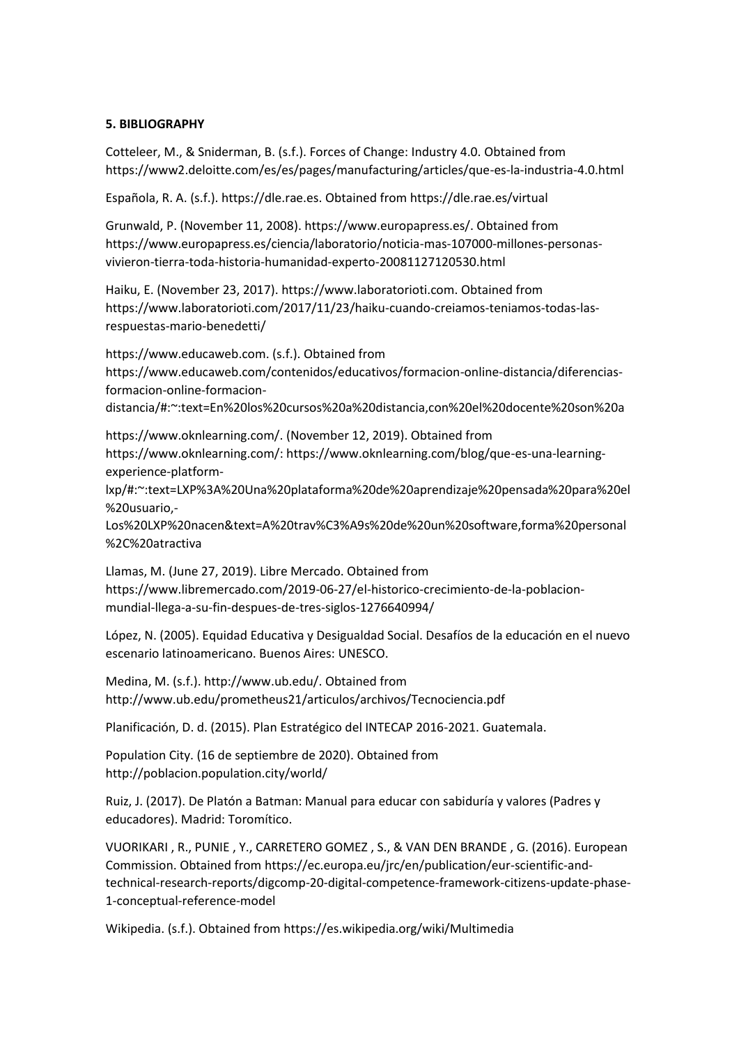**5. BIBLIOGRAPHY**

Cotteleer, M., & Sniderman, B. (s.f.). Forces of Change: Industry 4.0. Obtained from https://www2.deloitte.com/es/es/pages/manufacturing/articles/que-es-la-industria-4.0.html

Española, R. A. (s.f.). https://dle.rae.es. Obtained from https://dle.rae.es/virtual

Grunwald, P. (November 11, 2008). https://www.europapress.es/. Obtained from https://www.europapress.es/ciencia/laboratorio/noticia-mas-107000-millones-personas-vivieron-tierra-toda-historia-humanidad-experto-20081127120530.html

Haiku, E. (November 23, 2017). https://www.laboratorioti.com. Obtained from https://www.laboratorioti.com/2017/11/23/haiku-cuando-creiamos-teniamos-todas-las-respuestas-mario-benedetti/

https://www.educaweb.com. (s.f.). Obtained from https://www.educaweb.com/contenidos/educativos/formacion-online-distancia/diferencias-formacion-online-formacion-distancia/#:~:text=En%20los%20cursos%20a%20distancia,con%20el%20docente%20son%20a

https://www.oknlearning.com/. (November 12, 2019). Obtained from https://www.oknlearning.com/: https://www.oknlearning.com/blog/que-es-una-learning-experience-platform-lxp/#:~:text=LXP%3A%20Una%20plataforma%20de%20aprendizaje%20pensada%20para%20el%20usuario,-Los%20LXP%20nacen&text=A%20trav%C3%A9s%20de%20un%20software,forma%20personal%2C%20atractiva

Llamas, M. (June 27, 2019). Libre Mercado. Obtained from https://www.libremercado.com/2019-06-27/el-historico-crecimiento-de-la-poblacion-mundial-llega-a-su-fin-despues-de-tres-siglos-1276640994/

López, N. (2005). Equidad Educativa y Desigualdad Social. Desafíos de la educación en el nuevo escenario latinoamericano. Buenos Aires: UNESCO.

Medina, M. (s.f.). http://www.ub.edu/. Obtained from http://www.ub.edu/prometheus21/articulos/archivos/Tecnociencia.pdf

Planificación, D. d. (2015). Plan Estratégico del INTECAP 2016-2021. Guatemala.

Population City. (16 de septiembre de 2020). Obtained from http://poblacion.population.city/world/

Ruiz, J. (2017). De Platón a Batman: Manual para educar con sabiduría y valores (Padres y educadores). Madrid: Toromítico.

VUORIKARI , R., PUNIE , Y., CARRETERO GOMEZ , S., & VAN DEN BRANDE , G. (2016). European Commission. Obtained from https://ec.europa.eu/jrc/en/publication/eur-scientific-and-technical-research-reports/digcomp-20-digital-competence-framework-citizens-update-phase-1-conceptual-reference-model

Wikipedia. (s.f.). Obtained from https://es.wikipedia.org/wiki/Multimedia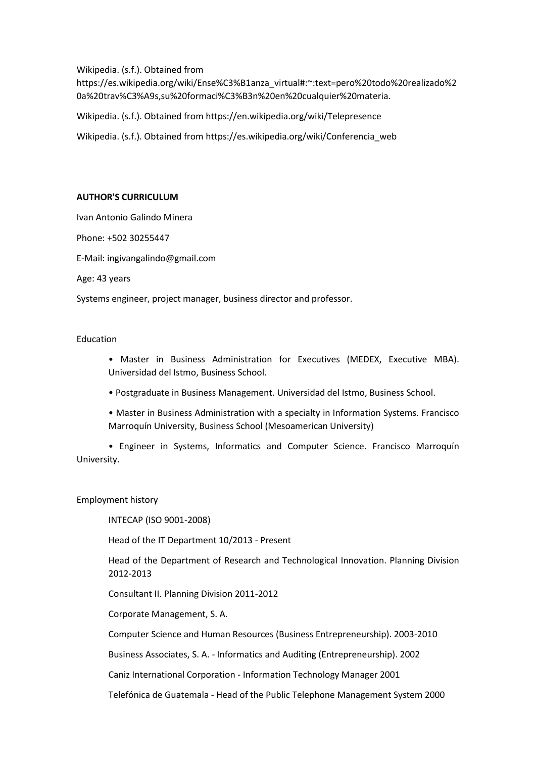Wikipedia. (s.f.). Obtained from https://es.wikipedia.org/wiki/Ense%C3%B1anza_virtual#:~:text=pero%20todo%20realizado%20a%20trav%C3%A9s,su%20formaci%C3%B3n%20en%20cualquier%20materia.

Wikipedia. (s.f.). Obtained from https://en.wikipedia.org/wiki/Telepresence

Wikipedia. (s.f.). Obtained from https://es.wikipedia.org/wiki/Conferencia_web

**AUTHOR'S CURRICULUM**

Ivan Antonio Galindo Minera

Phone: +502 30255447

E-Mail: ingivangalindo@gmail.com

Age: 43 years

Systems engineer, project manager, business director and professor.

Education

- Master in Business Administration for Executives (MEDEX, Executive MBA). Universidad del Istmo, Business School.
- Postgraduate in Business Management. Universidad del Istmo, Business School.
- Master in Business Administration with a specialty in Information Systems. Francisco Marroquín University, Business School (Mesoamerican University)
- Engineer in Systems, Informatics and Computer Science. Francisco Marroquín University.

Employment history

INTECAP (ISO 9001-2008)

Head of the IT Department 10/2013 - Present

Head of the Department of Research and Technological Innovation. Planning Division 2012-2013

Consultant II. Planning Division 2011-2012

Corporate Management, S. A.

Computer Science and Human Resources (Business Entrepreneurship). 2003-2010

Business Associates, S. A. - Informatics and Auditing (Entrepreneurship). 2002

Caniz International Corporation - Information Technology Manager 2001

Telefónica de Guatemala - Head of the Public Telephone Management System 2000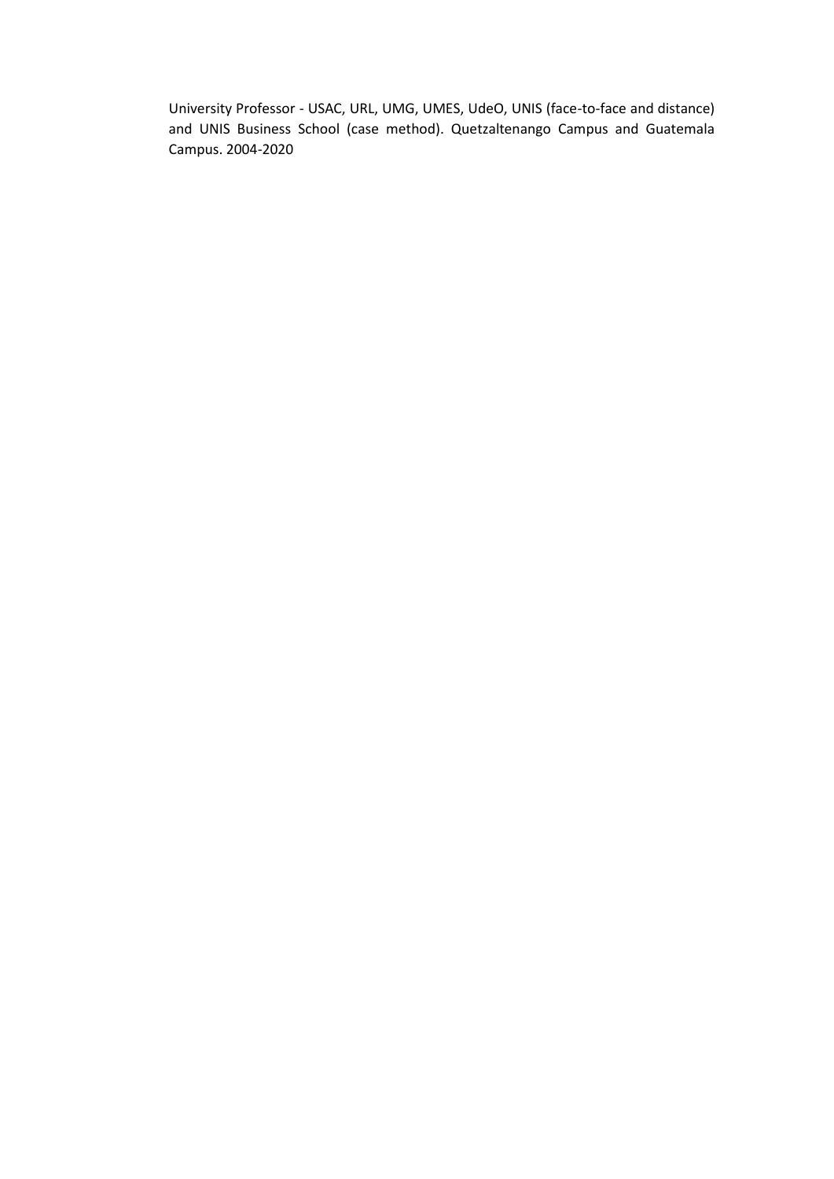University Professor - USAC, URL, UMG, UMES, UdeO, UNIS (face-to-face and distance) and UNIS Business School (case method). Quetzaltenango Campus and Guatemala Campus. 2004-2020